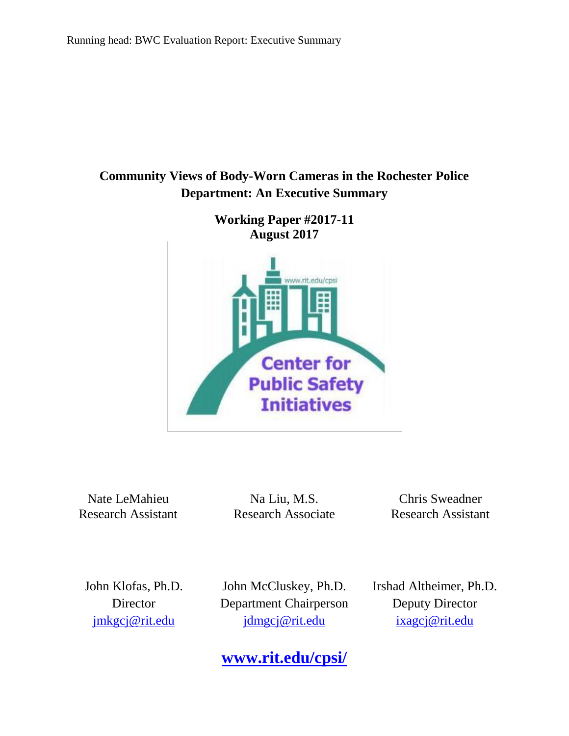# Community Views of Body-Worn Cameras in the Rochester Police Department: An Executive Summary

**Working Paper #2017-11**
**August 2017**

Nate LeMahieu
Research Assistant

Na Liu, M.S.
Research Associate

Chris Sweadner
Research Assistant

John Klofas, Ph.D.
Director
jmkgcj@rit.edu

John McCluskey, Ph.D.
Department Chairperson
jdmgcj@rit.edu

Irshad Altheimer, Ph.D.
Deputy Director
ixagcj@rit.edu

**www.rit.edu/cpsi/**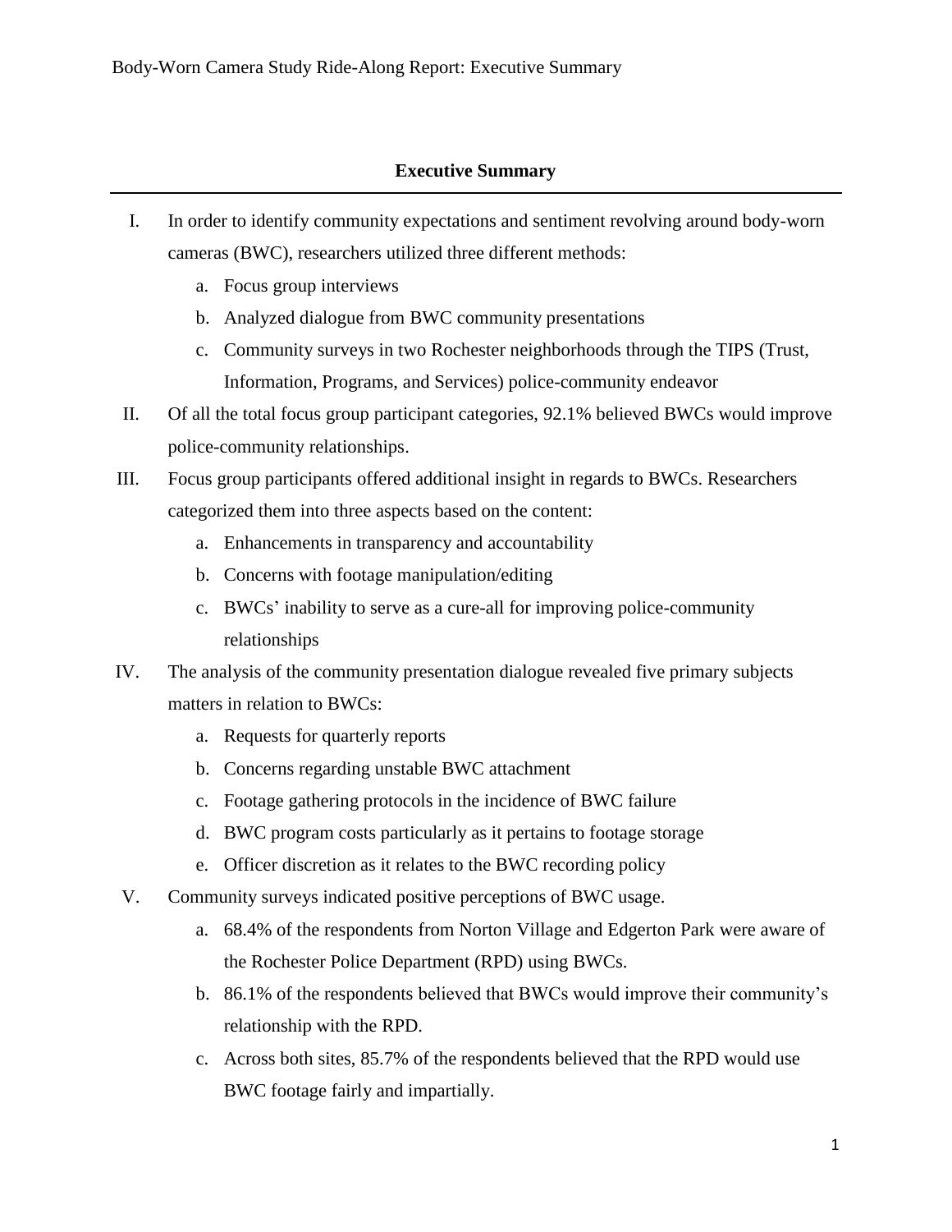## Executive Summary

I. In order to identify community expectations and sentiment revolving around body-worn cameras (BWC), researchers utilized three different methods:
   a. Focus group interviews
   b. Analyzed dialogue from BWC community presentations
   c. Community surveys in two Rochester neighborhoods through the TIPS (Trust, Information, Programs, and Services) police-community endeavor

II. Of all the total focus group participant categories, 92.1% believed BWCs would improve police-community relationships.

III. Focus group participants offered additional insight in regards to BWCs. Researchers categorized them into three aspects based on the content:
   a. Enhancements in transparency and accountability
   b. Concerns with footage manipulation/editing
   c. BWCs' inability to serve as a cure-all for improving police-community relationships

IV. The analysis of the community presentation dialogue revealed five primary subjects matters in relation to BWCs:
   a. Requests for quarterly reports
   b. Concerns regarding unstable BWC attachment
   c. Footage gathering protocols in the incidence of BWC failure
   d. BWC program costs particularly as it pertains to footage storage
   e. Officer discretion as it relates to the BWC recording policy

V. Community surveys indicated positive perceptions of BWC usage.
   a. 68.4% of the respondents from Norton Village and Edgerton Park were aware of the Rochester Police Department (RPD) using BWCs.
   b. 86.1% of the respondents believed that BWCs would improve their community's relationship with the RPD.
   c. Across both sites, 85.7% of the respondents believed that the RPD would use BWC footage fairly and impartially.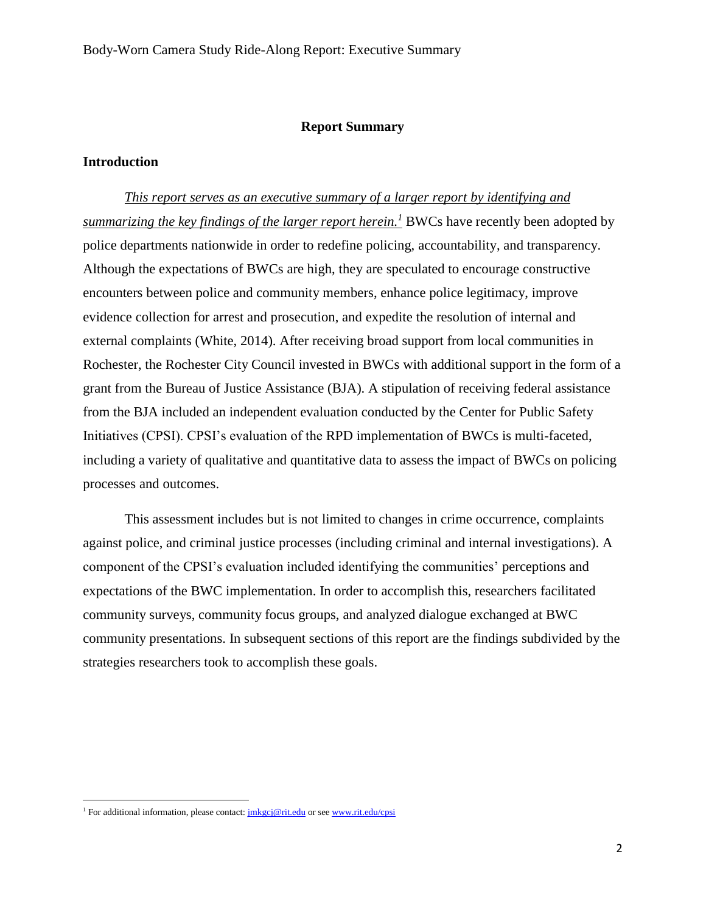## Report Summary

### Introduction

*This report serves as an executive summary of a larger report by identifying and summarizing the key findings of the larger report herein.*[1] BWCs have recently been adopted by police departments nationwide in order to redefine policing, accountability, and transparency. Although the expectations of BWCs are high, they are speculated to encourage constructive encounters between police and community members, enhance police legitimacy, improve evidence collection for arrest and prosecution, and expedite the resolution of internal and external complaints (White, 2014). After receiving broad support from local communities in Rochester, the Rochester City Council invested in BWCs with additional support in the form of a grant from the Bureau of Justice Assistance (BJA). A stipulation of receiving federal assistance from the BJA included an independent evaluation conducted by the Center for Public Safety Initiatives (CPSI). CPSI's evaluation of the RPD implementation of BWCs is multi-faceted, including a variety of qualitative and quantitative data to assess the impact of BWCs on policing processes and outcomes.

This assessment includes but is not limited to changes in crime occurrence, complaints against police, and criminal justice processes (including criminal and internal investigations). A component of the CPSI's evaluation included identifying the communities' perceptions and expectations of the BWC implementation. In order to accomplish this, researchers facilitated community surveys, community focus groups, and analyzed dialogue exchanged at BWC community presentations. In subsequent sections of this report are the findings subdivided by the strategies researchers took to accomplish these goals.

[1] For additional information, please contact: jmkgcj@rit.edu or see www.rit.edu/cpsi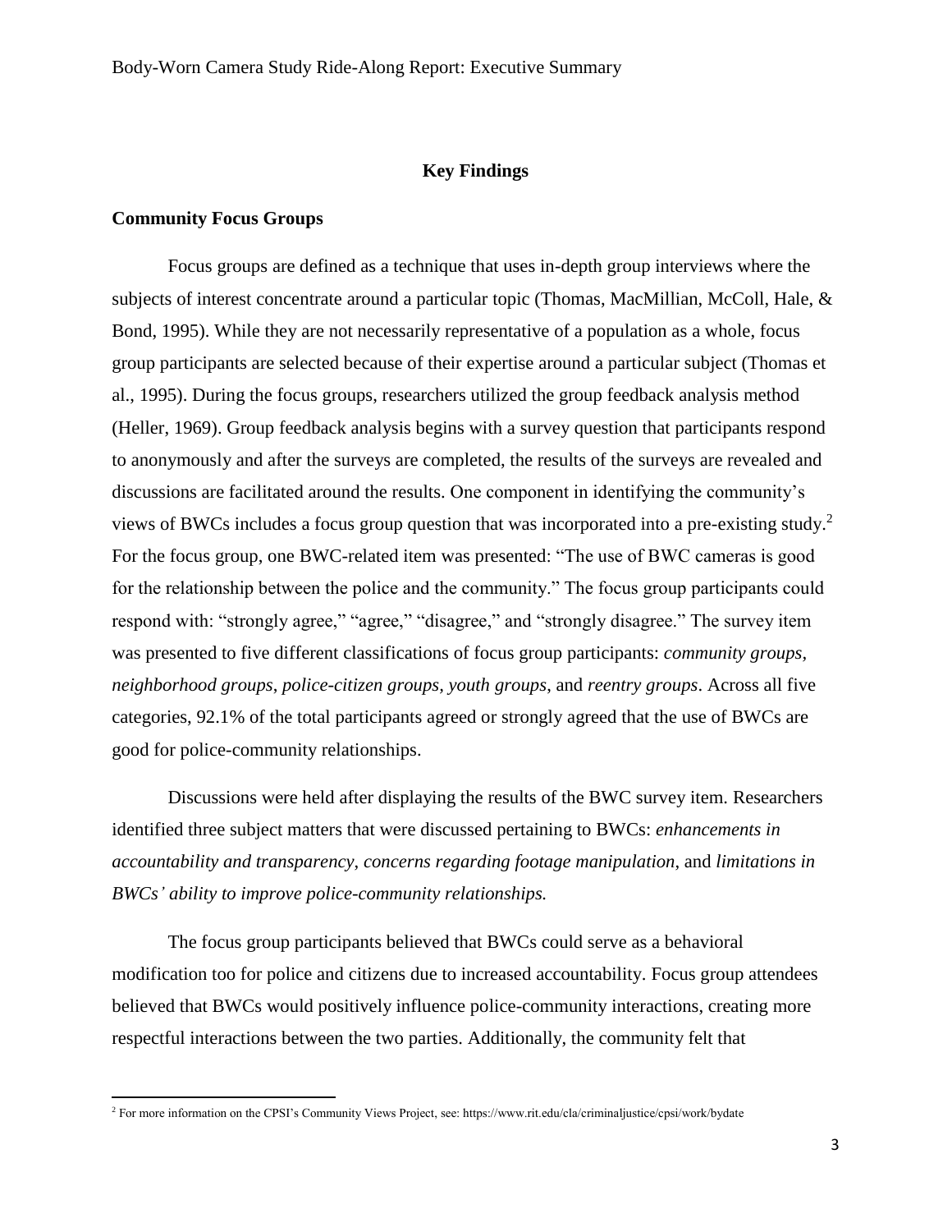## Key Findings

### Community Focus Groups

Focus groups are defined as a technique that uses in-depth group interviews where the subjects of interest concentrate around a particular topic (Thomas, MacMillian, McColl, Hale, & Bond, 1995). While they are not necessarily representative of a population as a whole, focus group participants are selected because of their expertise around a particular subject (Thomas et al., 1995). During the focus groups, researchers utilized the group feedback analysis method (Heller, 1969). Group feedback analysis begins with a survey question that participants respond to anonymously and after the surveys are completed, the results of the surveys are revealed and discussions are facilitated around the results. One component in identifying the community's views of BWCs includes a focus group question that was incorporated into a pre-existing study.[2] For the focus group, one BWC-related item was presented: "The use of BWC cameras is good for the relationship between the police and the community." The focus group participants could respond with: "strongly agree," "agree," "disagree," and "strongly disagree." The survey item was presented to five different classifications of focus group participants: *community groups*, *neighborhood groups*, *police-citizen groups*, *youth groups*, and *reentry groups*. Across all five categories, 92.1% of the total participants agreed or strongly agreed that the use of BWCs are good for police-community relationships.

Discussions were held after displaying the results of the BWC survey item. Researchers identified three subject matters that were discussed pertaining to BWCs: *enhancements in accountability and transparency*, *concerns regarding footage manipulation*, and *limitations in BWCs' ability to improve police-community relationships.*

The focus group participants believed that BWCs could serve as a behavioral modification too for police and citizens due to increased accountability. Focus group attendees believed that BWCs would positively influence police-community interactions, creating more respectful interactions between the two parties. Additionally, the community felt that

[2] For more information on the CPSI's Community Views Project, see: https://www.rit.edu/cla/criminaljustice/cpsi/work/bydate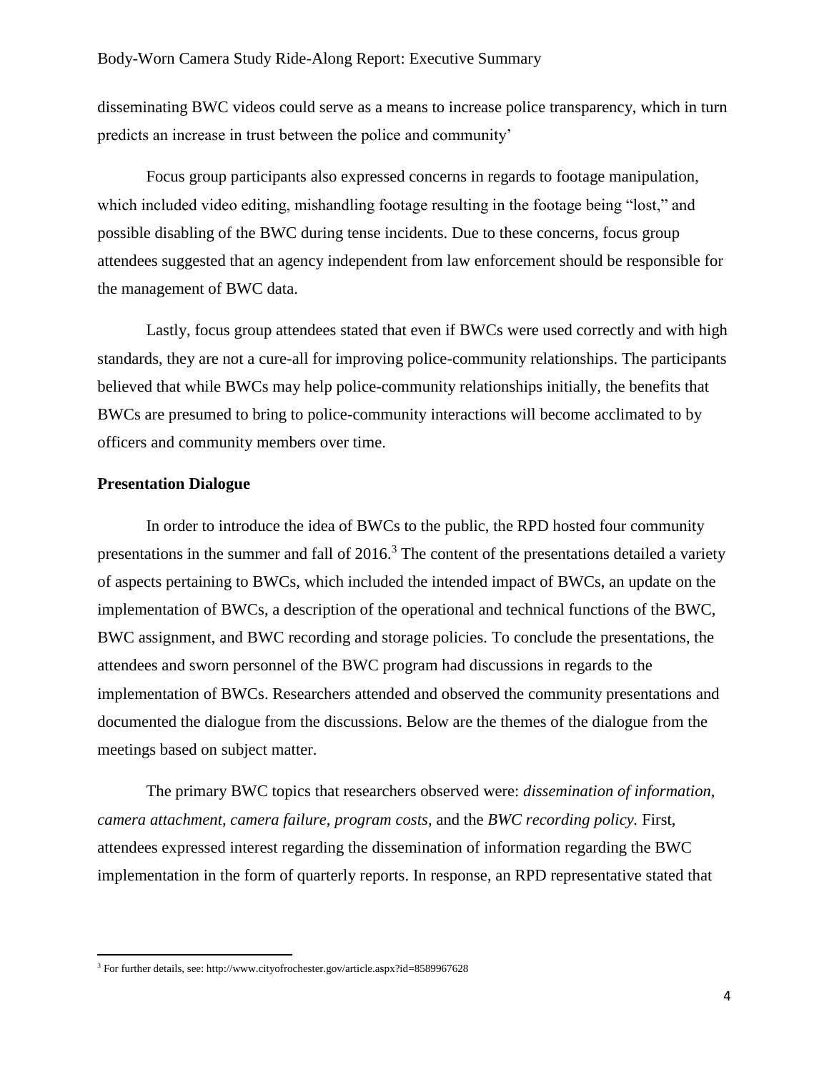disseminating BWC videos could serve as a means to increase police transparency, which in turn predicts an increase in trust between the police and community'

Focus group participants also expressed concerns in regards to footage manipulation, which included video editing, mishandling footage resulting in the footage being "lost," and possible disabling of the BWC during tense incidents. Due to these concerns, focus group attendees suggested that an agency independent from law enforcement should be responsible for the management of BWC data.

Lastly, focus group attendees stated that even if BWCs were used correctly and with high standards, they are not a cure-all for improving police-community relationships. The participants believed that while BWCs may help police-community relationships initially, the benefits that BWCs are presumed to bring to police-community interactions will become acclimated to by officers and community members over time.

**Presentation Dialogue**

In order to introduce the idea of BWCs to the public, the RPD hosted four community presentations in the summer and fall of 2016.[3] The content of the presentations detailed a variety of aspects pertaining to BWCs, which included the intended impact of BWCs, an update on the implementation of BWCs, a description of the operational and technical functions of the BWC, BWC assignment, and BWC recording and storage policies. To conclude the presentations, the attendees and sworn personnel of the BWC program had discussions in regards to the implementation of BWCs. Researchers attended and observed the community presentations and documented the dialogue from the discussions. Below are the themes of the dialogue from the meetings based on subject matter.

The primary BWC topics that researchers observed were: *dissemination of information, camera attachment, camera failure, program costs,* and the *BWC recording policy.* First, attendees expressed interest regarding the dissemination of information regarding the BWC implementation in the form of quarterly reports. In response, an RPD representative stated that

[3] For further details, see: http://www.cityofrochester.gov/article.aspx?id=8589967628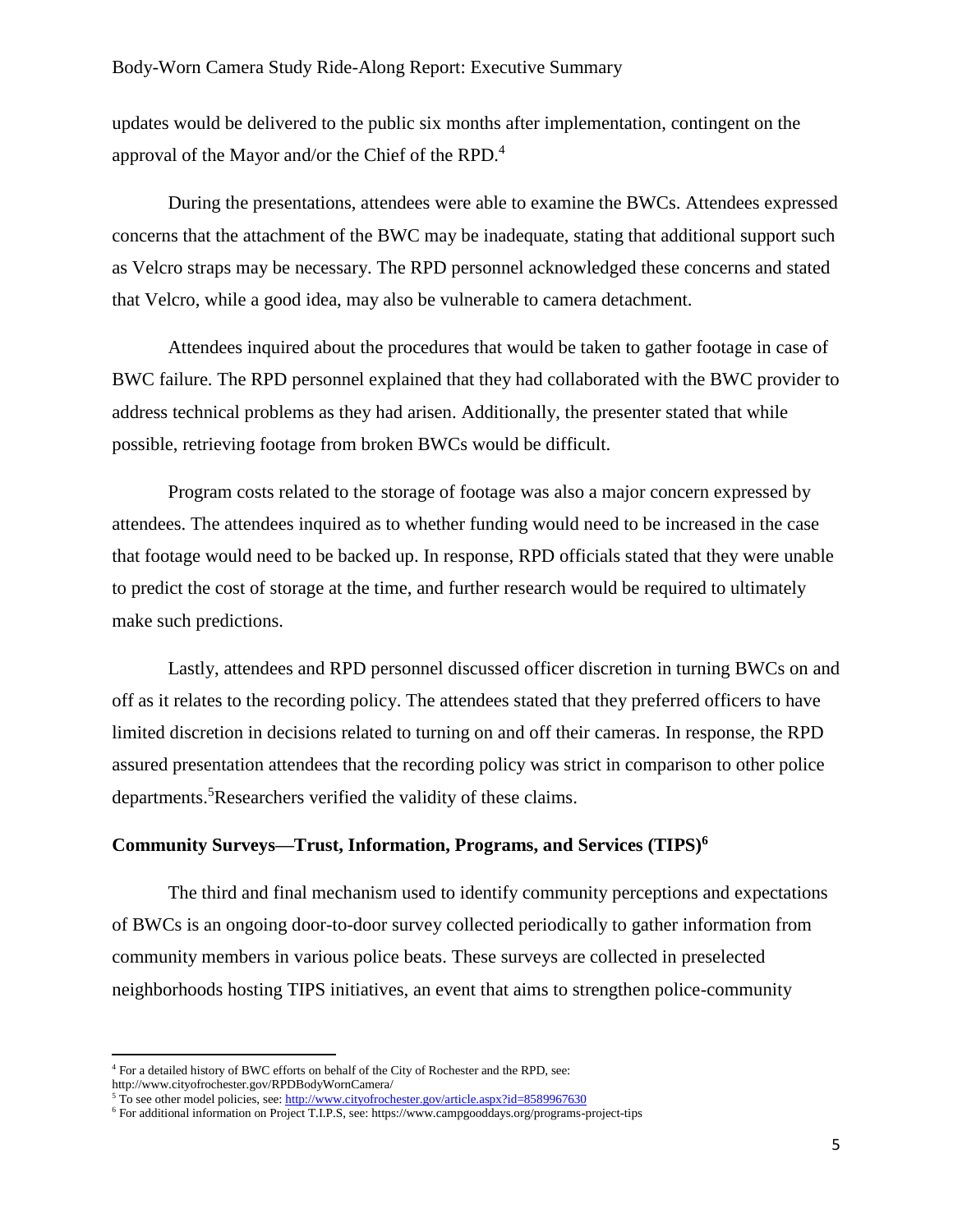updates would be delivered to the public six months after implementation, contingent on the approval of the Mayor and/or the Chief of the RPD.[4]

During the presentations, attendees were able to examine the BWCs. Attendees expressed concerns that the attachment of the BWC may be inadequate, stating that additional support such as Velcro straps may be necessary. The RPD personnel acknowledged these concerns and stated that Velcro, while a good idea, may also be vulnerable to camera detachment.

Attendees inquired about the procedures that would be taken to gather footage in case of BWC failure. The RPD personnel explained that they had collaborated with the BWC provider to address technical problems as they had arisen. Additionally, the presenter stated that while possible, retrieving footage from broken BWCs would be difficult.

Program costs related to the storage of footage was also a major concern expressed by attendees. The attendees inquired as to whether funding would need to be increased in the case that footage would need to be backed up. In response, RPD officials stated that they were unable to predict the cost of storage at the time, and further research would be required to ultimately make such predictions.

Lastly, attendees and RPD personnel discussed officer discretion in turning BWCs on and off as it relates to the recording policy. The attendees stated that they preferred officers to have limited discretion in decisions related to turning on and off their cameras. In response, the RPD assured presentation attendees that the recording policy was strict in comparison to other police departments.[5]Researchers verified the validity of these claims.

**Community Surveys—Trust, Information, Programs, and Services (TIPS)[6]**

The third and final mechanism used to identify community perceptions and expectations of BWCs is an ongoing door-to-door survey collected periodically to gather information from community members in various police beats. These surveys are collected in preselected neighborhoods hosting TIPS initiatives, an event that aims to strengthen police-community

---

[4] For a detailed history of BWC efforts on behalf of the City of Rochester and the RPD, see: http://www.cityofrochester.gov/RPDBodyWornCamera/

[5] To see other model policies, see: http://www.cityofrochester.gov/article.aspx?id=8589967630

[6] For additional information on Project T.I.P.S, see: https://www.campgooddays.org/programs-project-tips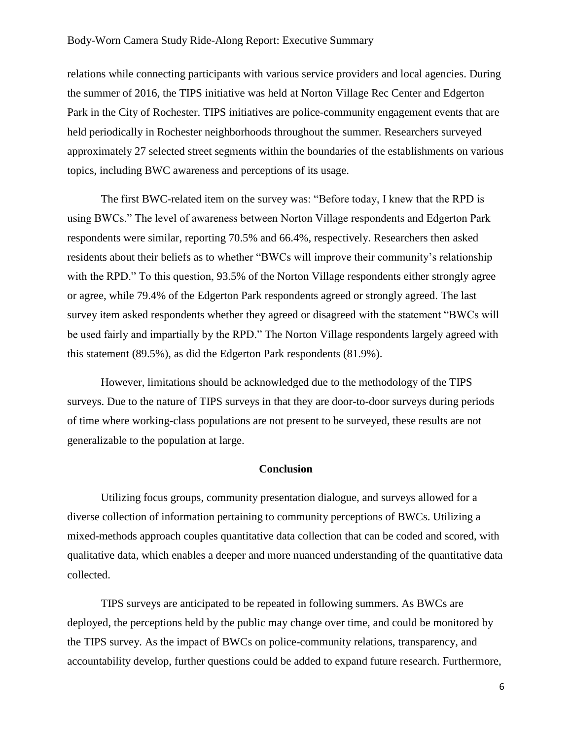relations while connecting participants with various service providers and local agencies. During the summer of 2016, the TIPS initiative was held at Norton Village Rec Center and Edgerton Park in the City of Rochester. TIPS initiatives are police-community engagement events that are held periodically in Rochester neighborhoods throughout the summer. Researchers surveyed approximately 27 selected street segments within the boundaries of the establishments on various topics, including BWC awareness and perceptions of its usage.

The first BWC-related item on the survey was: "Before today, I knew that the RPD is using BWCs." The level of awareness between Norton Village respondents and Edgerton Park respondents were similar, reporting 70.5% and 66.4%, respectively. Researchers then asked residents about their beliefs as to whether "BWCs will improve their community's relationship with the RPD." To this question, 93.5% of the Norton Village respondents either strongly agree or agree, while 79.4% of the Edgerton Park respondents agreed or strongly agreed. The last survey item asked respondents whether they agreed or disagreed with the statement "BWCs will be used fairly and impartially by the RPD." The Norton Village respondents largely agreed with this statement (89.5%), as did the Edgerton Park respondents (81.9%).

However, limitations should be acknowledged due to the methodology of the TIPS surveys. Due to the nature of TIPS surveys in that they are door-to-door surveys during periods of time where working-class populations are not present to be surveyed, these results are not generalizable to the population at large.

## Conclusion

Utilizing focus groups, community presentation dialogue, and surveys allowed for a diverse collection of information pertaining to community perceptions of BWCs. Utilizing a mixed-methods approach couples quantitative data collection that can be coded and scored, with qualitative data, which enables a deeper and more nuanced understanding of the quantitative data collected.

TIPS surveys are anticipated to be repeated in following summers. As BWCs are deployed, the perceptions held by the public may change over time, and could be monitored by the TIPS survey. As the impact of BWCs on police-community relations, transparency, and accountability develop, further questions could be added to expand future research. Furthermore,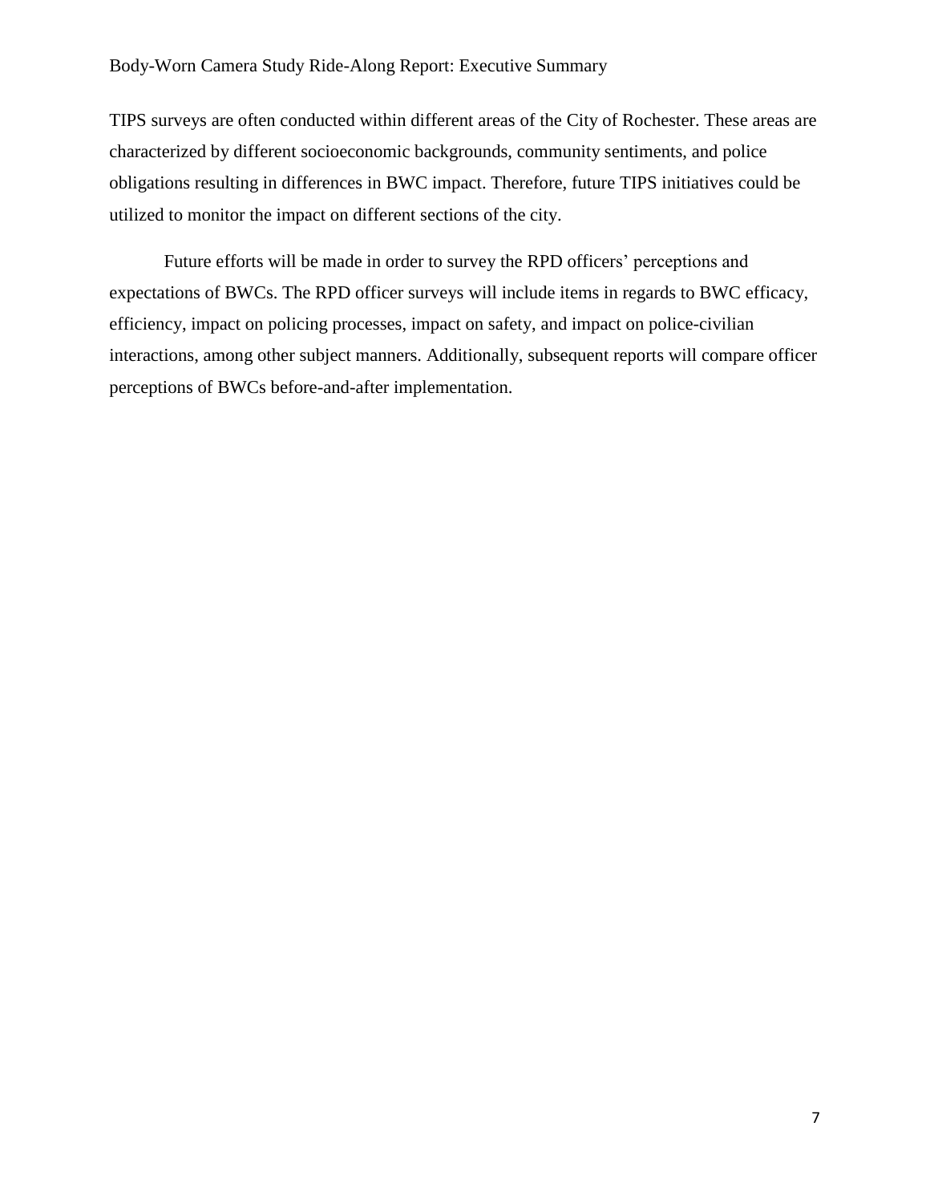TIPS surveys are often conducted within different areas of the City of Rochester. These areas are characterized by different socioeconomic backgrounds, community sentiments, and police obligations resulting in differences in BWC impact. Therefore, future TIPS initiatives could be utilized to monitor the impact on different sections of the city.

Future efforts will be made in order to survey the RPD officers' perceptions and expectations of BWCs. The RPD officer surveys will include items in regards to BWC efficacy, efficiency, impact on policing processes, impact on safety, and impact on police-civilian interactions, among other subject manners. Additionally, subsequent reports will compare officer perceptions of BWCs before-and-after implementation.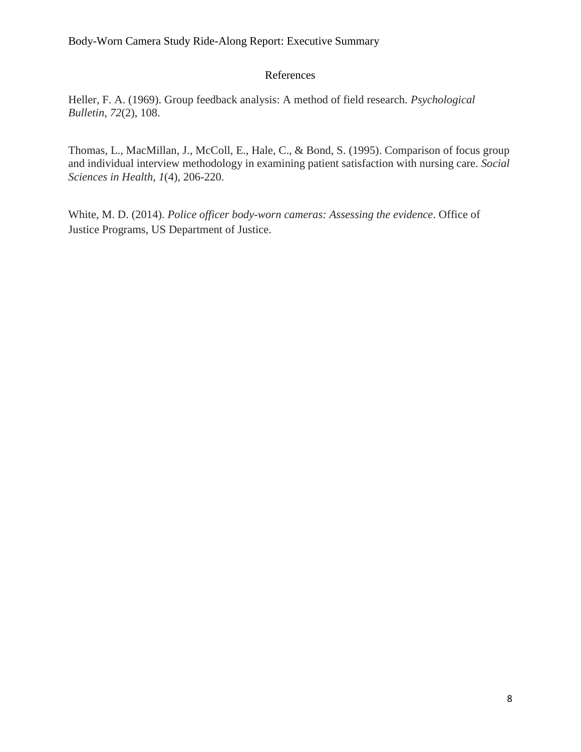# References

Heller, F. A. (1969). Group feedback analysis: A method of field research. *Psychological Bulletin*, *72*(2), 108.

Thomas, L., MacMillan, J., McColl, E., Hale, C., & Bond, S. (1995). Comparison of focus group and individual interview methodology in examining patient satisfaction with nursing care. *Social Sciences in Health*, *1*(4), 206-220.

White, M. D. (2014). *Police officer body-worn cameras: Assessing the evidence*. Office of Justice Programs, US Department of Justice.